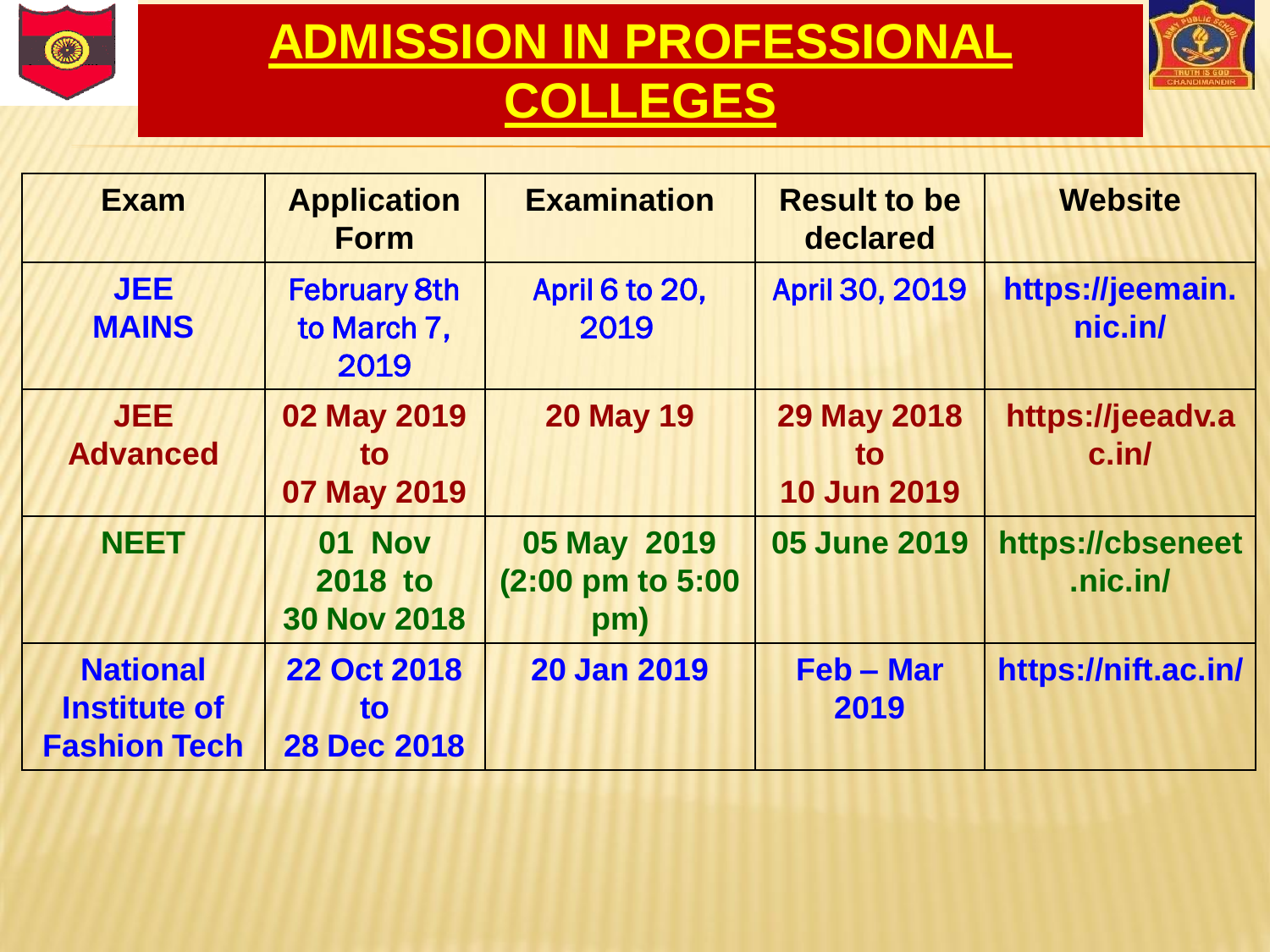# ADMISSION IN PROFESSIONAL COLLEGES

| Exam | Application Form | Examination | Result to be declared | Website |
| --- | --- | --- | --- | --- |
| JEE MAINS | February 8th to March 7, 2019 | April 6 to 20, 2019 | April 30, 2019 | https://jeemain.nic.in/ |
| JEE Advanced | 02 May 2019 to 07 May 2019 | 20 May 19 | 29 May 2018 to 10 Jun 2019 | https://jeeadv.ac.in/ |
| NEET | 01 Nov 2018 to 30 Nov 2018 | 05 May 2019 (2:00 pm to 5:00 pm) | 05 June 2019 | https://cbseneet.nic.in/ |
| National Institute of Fashion Tech | 22 Oct 2018 to 28 Dec 2018 | 20 Jan 2019 | Feb – Mar 2019 | https://nift.ac.in/ |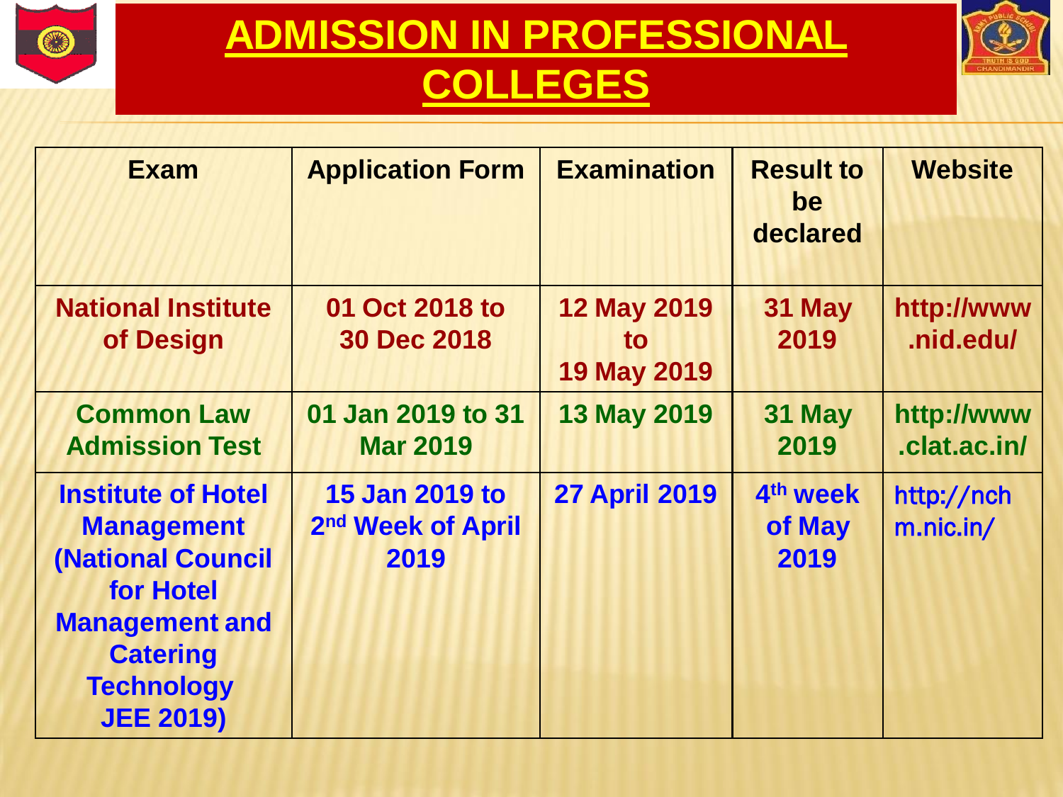# ADMISSION IN PROFESSIONAL COLLEGES

| Exam | Application Form | Examination | Result to be declared | Website |
|---|---|---|---|---|
| National Institute of Design | 01 Oct 2018 to 30 Dec 2018 | 12 May 2019 to 19 May 2019 | 31 May 2019 | http://www.nid.edu/ |
| Common Law Admission Test | 01 Jan 2019 to 31 Mar 2019 | 13 May 2019 | 31 May 2019 | http://www.clat.ac.in/ |
| Institute of Hotel Management (National Council for Hotel Management and Catering Technology JEE 2019) | 15 Jan 2019 to 2nd Week of April 2019 | 27 April 2019 | 4th week of May 2019 | http://nchm.nic.in/ |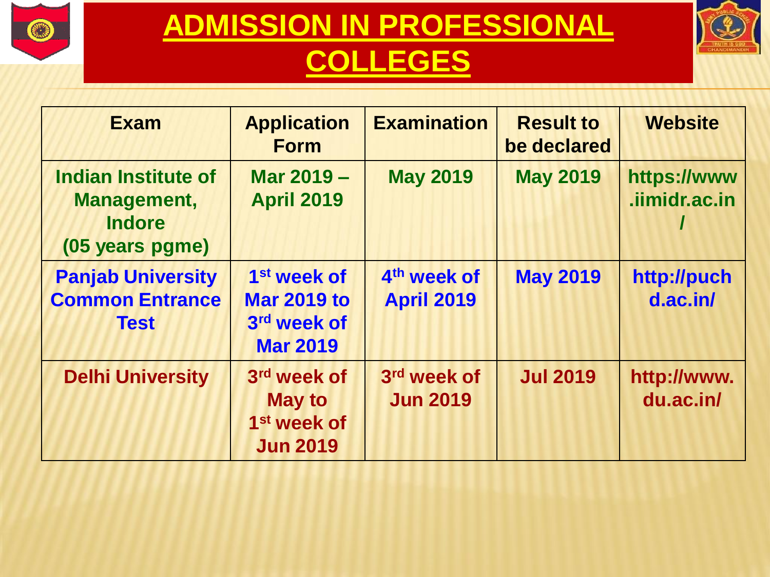# ADMISSION IN PROFESSIONAL COLLEGES

| Exam | Application Form | Examination | Result to be declared | Website |
|---|---|---|---|---|
| Indian Institute of Management, Indore (05 years pgme) | Mar 2019 – April 2019 | May 2019 | May 2019 | https://www.iimidr.ac.in/ |
| Panjab University Common Entrance Test | 1st week of Mar 2019 to 3rd week of Mar 2019 | 4th week of April 2019 | May 2019 | http://puchd.ac.in/ |
| Delhi University | 3rd week of May to 1st week of Jun 2019 | 3rd week of Jun 2019 | Jul 2019 | http://www.du.ac.in/ |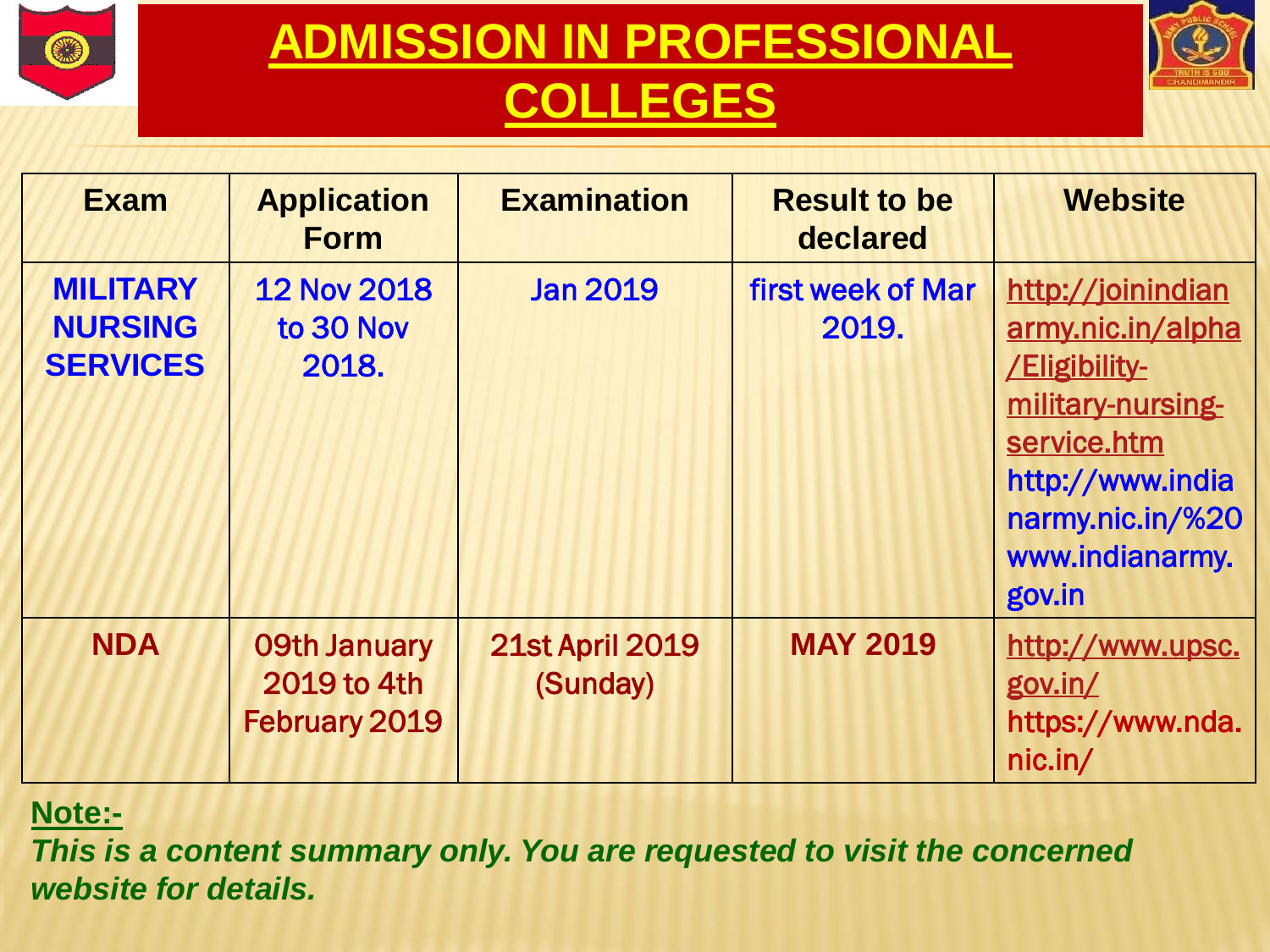# ADMISSION IN PROFESSIONAL COLLEGES

| Exam | Application Form | Examination | Result to be declared | Website |
|---|---|---|---|---|
| **MILITARY NURSING SERVICES** | 12 Nov 2018 to 30 Nov 2018. | Jan 2019 | first week of Mar 2019. | http://joinindianarmy.nic.in/alpha/Eligibility-military-nursing-service.htm http://www.indianarmy.nic.in/%20www.indianarmy.gov.in |
| **NDA** | 09th January 2019 to 4th February 2019 | 21st April 2019 (Sunday) | **MAY 2019** | http://www.upsc.gov.in/ https://www.nda.nic.in/ |

**Note:-**

***This is a content summary only. You are requested to visit the concerned website for details.***